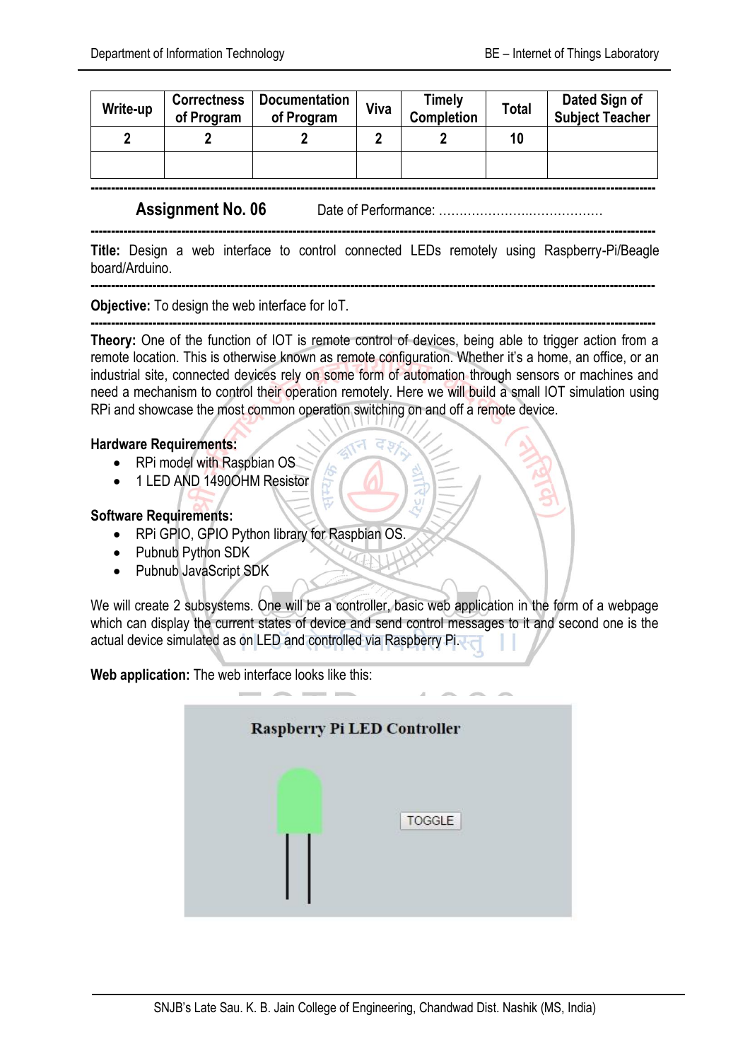| Write-up | Correctness of Program | Documentation of Program | Viva | Timely Completion | Total | Dated Sign of Subject Teacher |
|---|---|---|---|---|---|---|
| 2 | 2 | 2 | 2 | 2 | 10 | |
| | | | | | | |

---

## Assignment No. 06

Date of Performance: ………………….………………

---

**Title:** Design a web interface to control connected LEDs remotely using Raspberry-Pi/Beagle board/Arduino.

---

**Objective:** To design the web interface for IoT.

---

**Theory:** One of the function of IOT is remote control of devices, being able to trigger action from a remote location. This is otherwise known as remote configuration. Whether it's a home, an office, or an industrial site, connected devices rely on some form of automation through sensors or machines and need a mechanism to control their operation remotely. Here we will build a small IOT simulation using RPi and showcase the most common operation switching on and off a remote device.

**Hardware Requirements:**

- RPi model with Raspbian OS
- 1 LED AND 1490OHM Resistor

**Software Requirements:**

- RPi GPIO, GPIO Python library for Raspbian OS.
- Pubnub Python SDK
- Pubnub JavaScript SDK

We will create 2 subsystems. One will be a controller, basic web application in the form of a webpage which can display the current states of device and send control messages to it and second one is the actual device simulated as on LED and controlled via Raspberry Pi.

**Web application:** The web interface looks like this:

Raspberry Pi LED Controller

TOGGLE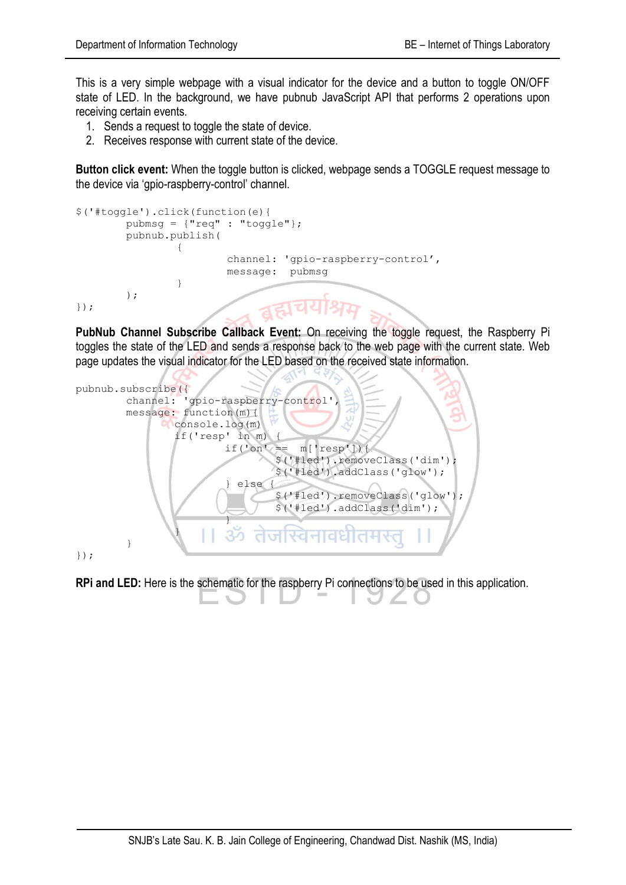This is a very simple webpage with a visual indicator for the device and a button to toggle ON/OFF state of LED. In the background, we have pubnub JavaScript API that performs 2 operations upon receiving certain events.

1. Sends a request to toggle the state of device.
2. Receives response with current state of the device.

**Button click event:** When the toggle button is clicked, webpage sends a TOGGLE request message to the device via 'gpio-raspberry-control' channel.

```
$('#toggle').click(function(e){
        pubmsg = {"req" : "toggle"};
        pubnub.publish(
                {
                        channel: 'gpio-raspberry-control',
                        message:  pubmsg
                }
        );
});
```

**PubNub Channel Subscribe Callback Event:** On receiving the toggle request, the Raspberry Pi toggles the state of the LED and sends a response back to the web page with the current state. Web page updates the visual indicator for the LED based on the received state information.

```
pubnub.subscribe({
        channel: 'gpio-raspberry-control',
        message: function(m){
                console.log(m)
                if('resp' in m) {
                        if('on' ==  m['resp']){
                                $('#led').removeClass('dim');
                                $('#led').addClass('glow');
                        } else {
                                $('#led').removeClass('glow');
                                $('#led').addClass('dim');
                        }
                }
        }
});
```

**RPi and LED:** Here is the schematic for the raspberry Pi connections to be used in this application.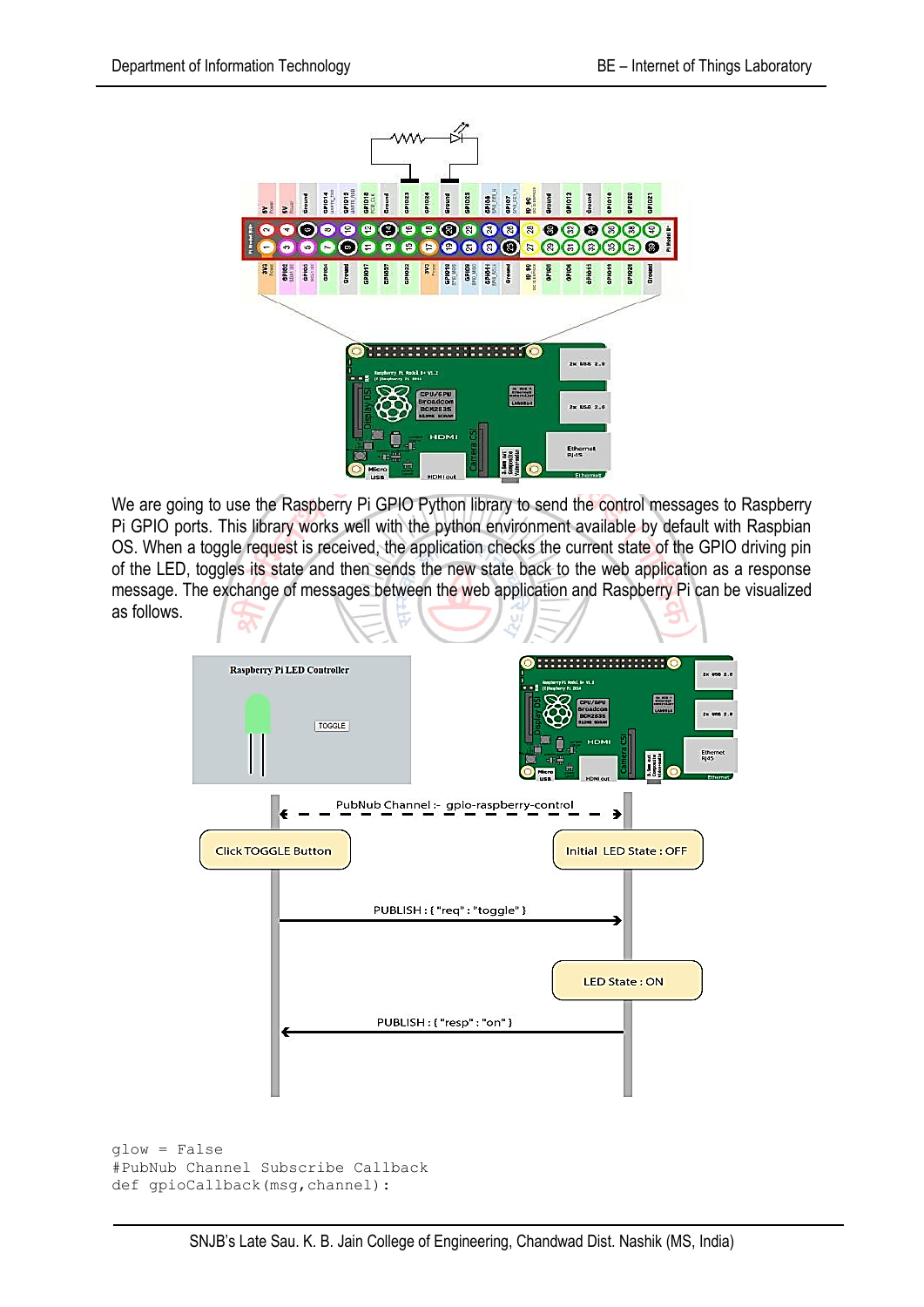We are going to use the Raspberry Pi GPIO Python library to send the control messages to Raspberry Pi GPIO ports. This library works well with the python environment available by default with Raspbian OS. When a toggle request is received, the application checks the current state of the GPIO driving pin of the LED, toggles its state and then sends the new state back to the web application as a response message. The exchange of messages between the web application and Raspberry Pi can be visualized as follows.

```
glow = False
#PubNub Channel Subscribe Callback
def gpioCallback(msg,channel):
```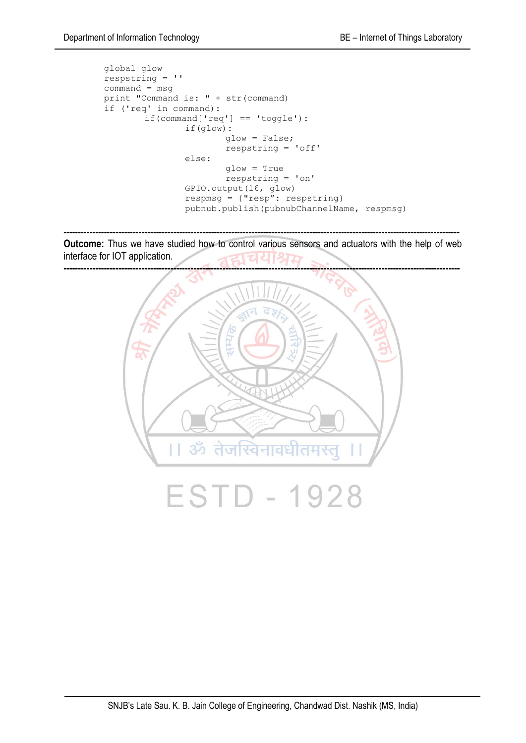```
global glow
respstring = ''
command = msg
print "Command is: " + str(command)
if ('req' in command):
        if(command['req'] == 'toggle'):
                if(glow):
                        glow = False;
                        respstring = 'off'
                else:
                        glow = True
                        respstring = 'on'
                GPIO.output(16, glow)
                respmsg = {"resp": respstring}
                pubnub.publish(pubnubChannelName, respmsg)
```

---

**Outcome:** Thus we have studied how to control various sensors and actuators with the help of web interface for IOT application.

---